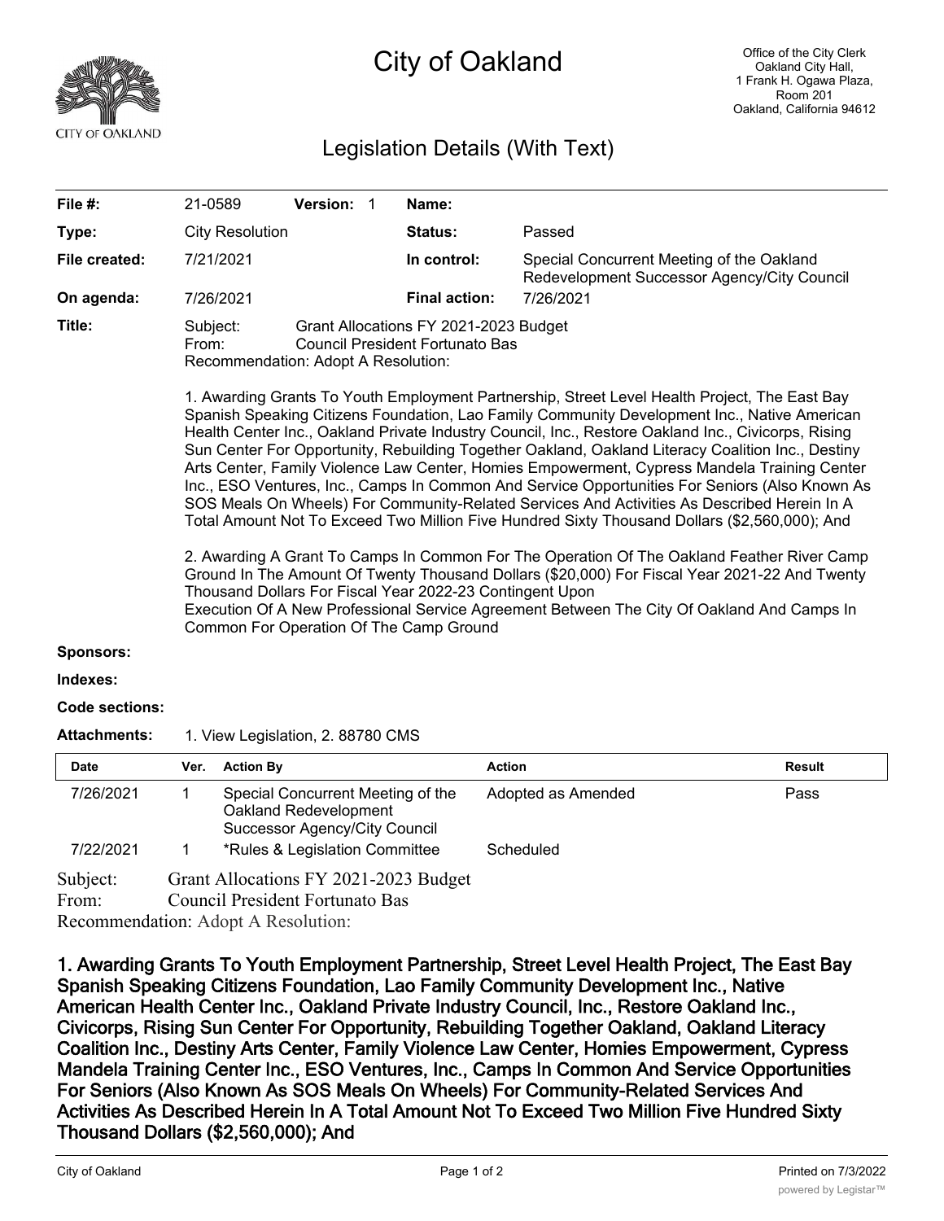# City of Oakland

Office of the City Clerk
Oakland City Hall,
1 Frank H. Ogawa Plaza,
Room 201
Oakland, California 94612

## Legislation Details (With Text)

| | | | | | |
|---|---|---|---|---|---|
| **File #:** | 21-0589 | **Version:** 1 | | **Name:** | |
| **Type:** | City Resolution | | | **Status:** | Passed |
| **File created:** | 7/21/2021 | | | **In control:** | Special Concurrent Meeting of the Oakland Redevelopment Successor Agency/City Council |
| **On agenda:** | 7/26/2021 | | | **Final action:** | 7/26/2021 |

**Title:** Subject: Grant Allocations FY 2021-2023 Budget
From: Council President Fortunato Bas
Recommendation: Adopt A Resolution:

1. Awarding Grants To Youth Employment Partnership, Street Level Health Project, The East Bay Spanish Speaking Citizens Foundation, Lao Family Community Development Inc., Native American Health Center Inc., Oakland Private Industry Council, Inc., Restore Oakland Inc., Civicorps, Rising Sun Center For Opportunity, Rebuilding Together Oakland, Oakland Literacy Coalition Inc., Destiny Arts Center, Family Violence Law Center, Homies Empowerment, Cypress Mandela Training Center Inc., ESO Ventures, Inc., Camps In Common And Service Opportunities For Seniors (Also Known As SOS Meals On Wheels) For Community-Related Services And Activities As Described Herein In A Total Amount Not To Exceed Two Million Five Hundred Sixty Thousand Dollars ($2,560,000); And

2. Awarding A Grant To Camps In Common For The Operation Of The Oakland Feather River Camp Ground In The Amount Of Twenty Thousand Dollars ($20,000) For Fiscal Year 2021-22 And Twenty Thousand Dollars For Fiscal Year 2022-23 Contingent Upon
Execution Of A New Professional Service Agreement Between The City Of Oakland And Camps In Common For Operation Of The Camp Ground

**Sponsors:**

**Indexes:**

**Code sections:**

**Attachments:** 1. View Legislation, 2. 88780 CMS

| Date | Ver. | Action By | Action | Result |
|---|---|---|---|---|
| 7/26/2021 | 1 | Special Concurrent Meeting of the Oakland Redevelopment Successor Agency/City Council | Adopted as Amended | Pass |
| 7/22/2021 | 1 | *Rules & Legislation Committee | Scheduled | |

Subject: Grant Allocations FY 2021-2023 Budget
From: Council President Fortunato Bas
Recommendation: Adopt A Resolution:

**1. Awarding Grants To Youth Employment Partnership, Street Level Health Project, The East Bay Spanish Speaking Citizens Foundation, Lao Family Community Development Inc., Native American Health Center Inc., Oakland Private Industry Council, Inc., Restore Oakland Inc., Civicorps, Rising Sun Center For Opportunity, Rebuilding Together Oakland, Oakland Literacy Coalition Inc., Destiny Arts Center, Family Violence Law Center, Homies Empowerment, Cypress Mandela Training Center Inc., ESO Ventures, Inc., Camps In Common And Service Opportunities For Seniors (Also Known As SOS Meals On Wheels) For Community-Related Services And Activities As Described Herein In A Total Amount Not To Exceed Two Million Five Hundred Sixty Thousand Dollars ($2,560,000); And**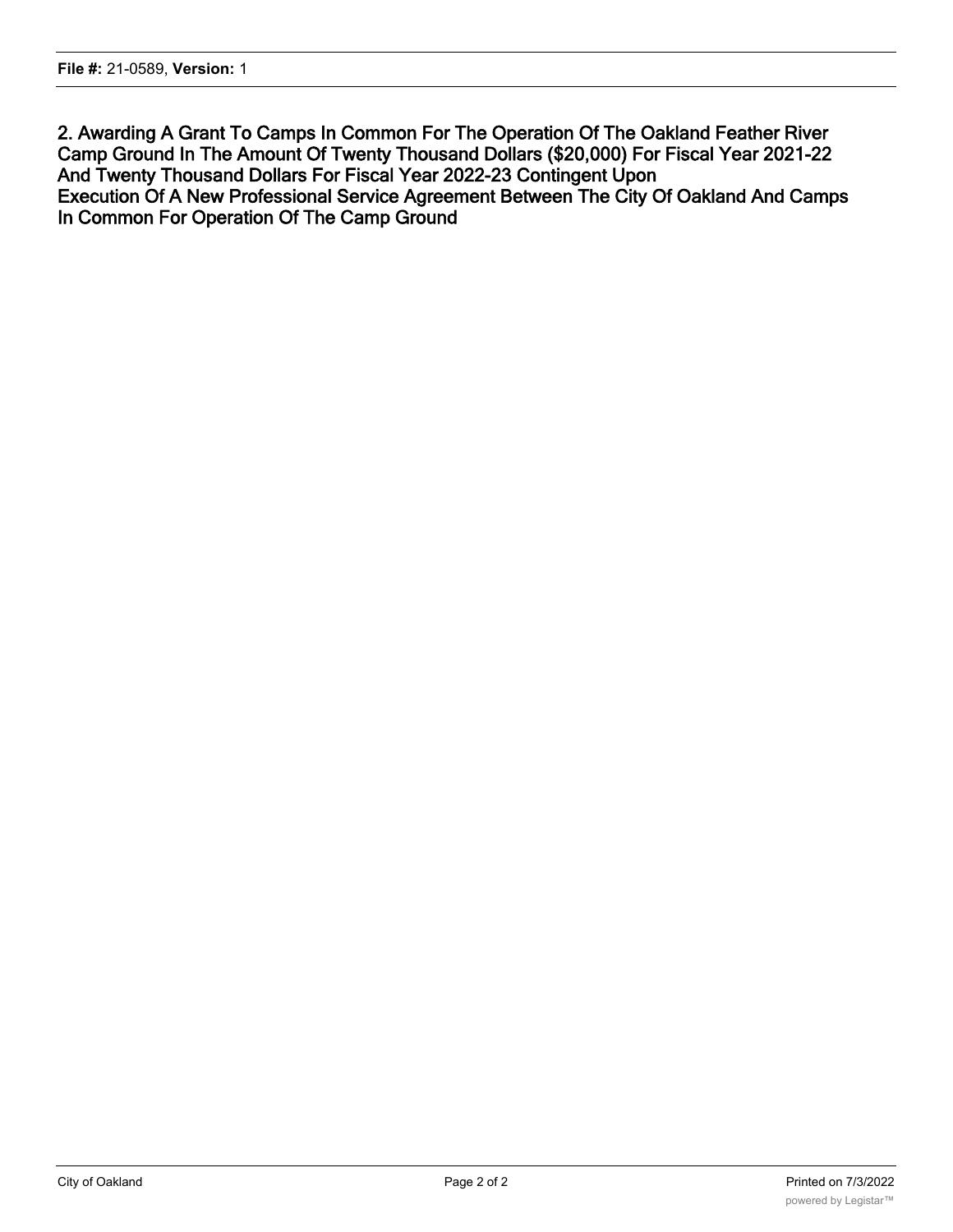2. Awarding A Grant To Camps In Common For The Operation Of The Oakland Feather River Camp Ground In The Amount Of Twenty Thousand Dollars ($20,000) For Fiscal Year 2021-22 And Twenty Thousand Dollars For Fiscal Year 2022-23 Contingent Upon Execution Of A New Professional Service Agreement Between The City Of Oakland And Camps In Common For Operation Of The Camp Ground